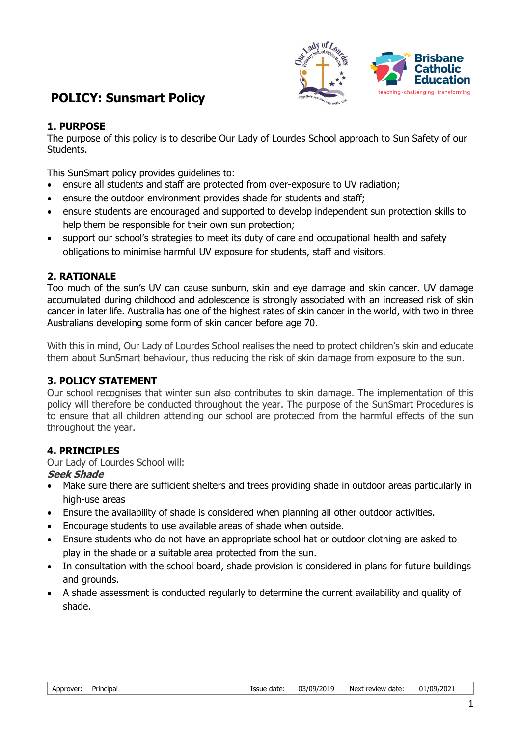# POLICY: Sunsmart Policy

## 1. PURPOSE

The purpose of this policy is to describe Our Lady of Lourdes School approach to Sun Safety of our Students.

This SunSmart policy provides guidelines to:

- ensure all students and staff are protected from over-exposure to UV radiation;
- ensure the outdoor environment provides shade for students and staff;
- ensure students are encouraged and supported to develop independent sun protection skills to help them be responsible for their own sun protection;
- support our school's strategies to meet its duty of care and occupational health and safety obligations to minimise harmful UV exposure for students, staff and visitors.

## 2. RATIONALE

Too much of the sun's UV can cause sunburn, skin and eye damage and skin cancer. UV damage accumulated during childhood and adolescence is strongly associated with an increased risk of skin cancer in later life. Australia has one of the highest rates of skin cancer in the world, with two in three Australians developing some form of skin cancer before age 70.

With this in mind, Our Lady of Lourdes School realises the need to protect children's skin and educate them about SunSmart behaviour, thus reducing the risk of skin damage from exposure to the sun.

## 3. POLICY STATEMENT

Our school recognises that winter sun also contributes to skin damage. The implementation of this policy will therefore be conducted throughout the year. The purpose of the SunSmart Procedures is to ensure that all children attending our school are protected from the harmful effects of the sun throughout the year.

## 4. PRINCIPLES

Our Lady of Lourdes School will:

***Seek Shade***

- Make sure there are sufficient shelters and trees providing shade in outdoor areas particularly in high-use areas
- Ensure the availability of shade is considered when planning all other outdoor activities.
- Encourage students to use available areas of shade when outside.
- Ensure students who do not have an appropriate school hat or outdoor clothing are asked to play in the shade or a suitable area protected from the sun.
- In consultation with the school board, shade provision is considered in plans for future buildings and grounds.
- A shade assessment is conducted regularly to determine the current availability and quality of shade.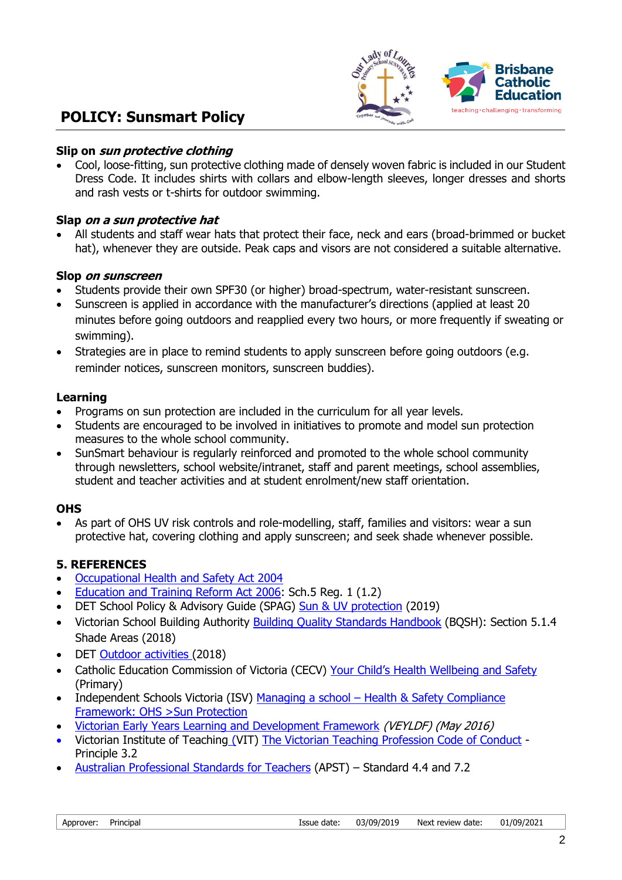**Slip on *sun protective clothing***

- Cool, loose-fitting, sun protective clothing made of densely woven fabric is included in our Student Dress Code. It includes shirts with collars and elbow-length sleeves, longer dresses and shorts and rash vests or t-shirts for outdoor swimming.

**Slap *on a sun protective hat***

- All students and staff wear hats that protect their face, neck and ears (broad-brimmed or bucket hat), whenever they are outside. Peak caps and visors are not considered a suitable alternative.

**Slop *on sunscreen***

- Students provide their own SPF30 (or higher) broad-spectrum, water-resistant sunscreen.
- Sunscreen is applied in accordance with the manufacturer's directions (applied at least 20 minutes before going outdoors and reapplied every two hours, or more frequently if sweating or swimming).
- Strategies are in place to remind students to apply sunscreen before going outdoors (e.g. reminder notices, sunscreen monitors, sunscreen buddies).

**Learning**

- Programs on sun protection are included in the curriculum for all year levels.
- Students are encouraged to be involved in initiatives to promote and model sun protection measures to the whole school community.
- SunSmart behaviour is regularly reinforced and promoted to the whole school community through newsletters, school website/intranet, staff and parent meetings, school assemblies, student and teacher activities and at student enrolment/new staff orientation.

**OHS**

- As part of OHS UV risk controls and role-modelling, staff, families and visitors: wear a sun protective hat, covering clothing and apply sunscreen; and seek shade whenever possible.

## 5. REFERENCES

- Occupational Health and Safety Act 2004
- Education and Training Reform Act 2006: Sch.5 Reg. 1 (1.2)
- DET School Policy & Advisory Guide (SPAG) Sun & UV protection (2019)
- Victorian School Building Authority Building Quality Standards Handbook (BQSH): Section 5.1.4 Shade Areas (2018)
- DET Outdoor activities (2018)
- Catholic Education Commission of Victoria (CECV) Your Child's Health Wellbeing and Safety (Primary)
- Independent Schools Victoria (ISV) Managing a school – Health & Safety Compliance Framework: OHS >Sun Protection
- Victorian Early Years Learning and Development Framework *(VEYLDF) (May 2016)*
- Victorian Institute of Teaching (VIT) The Victorian Teaching Profession Code of Conduct - Principle 3.2
- Australian Professional Standards for Teachers (APST) – Standard 4.4 and 7.2

| Approver: | Principal | Issue date: | 03/09/2019 | Next review date: | 01/09/2021 |
|---|---|---|---|---|---|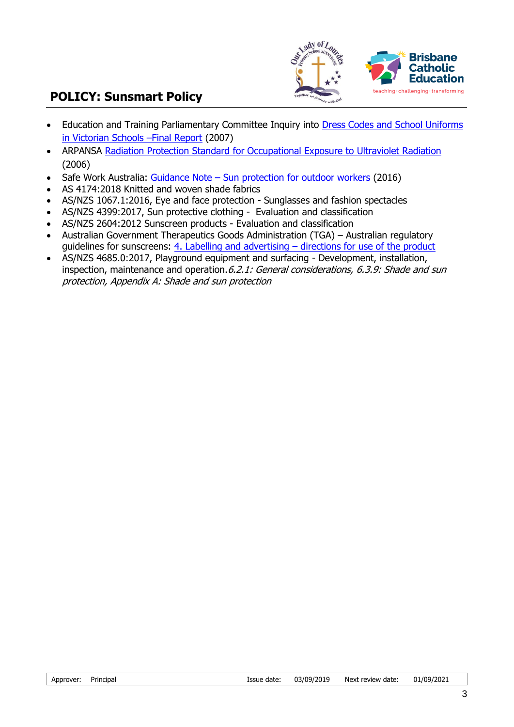- Education and Training Parliamentary Committee Inquiry into Dress Codes and School Uniforms in Victorian Schools –Final Report (2007)
- ARPANSA Radiation Protection Standard for Occupational Exposure to Ultraviolet Radiation (2006)
- Safe Work Australia: Guidance Note – Sun protection for outdoor workers (2016)
- AS 4174:2018 Knitted and woven shade fabrics
- AS/NZS 1067.1:2016, Eye and face protection - Sunglasses and fashion spectacles
- AS/NZS 4399:2017, Sun protective clothing - Evaluation and classification
- AS/NZS 2604:2012 Sunscreen products - Evaluation and classification
- Australian Government Therapeutics Goods Administration (TGA) – Australian regulatory guidelines for sunscreens: 4. Labelling and advertising – directions for use of the product
- AS/NZS 4685.0:2017, Playground equipment and surfacing - Development, installation, inspection, maintenance and operation.*6.2.1: General considerations, 6.3.9: Shade and sun protection, Appendix A: Shade and sun protection*

| | | | |
|---|---|---|---|
| Approver: Principal | Issue date: 03/09/2019 | Next review date: 01/09/2021 | |